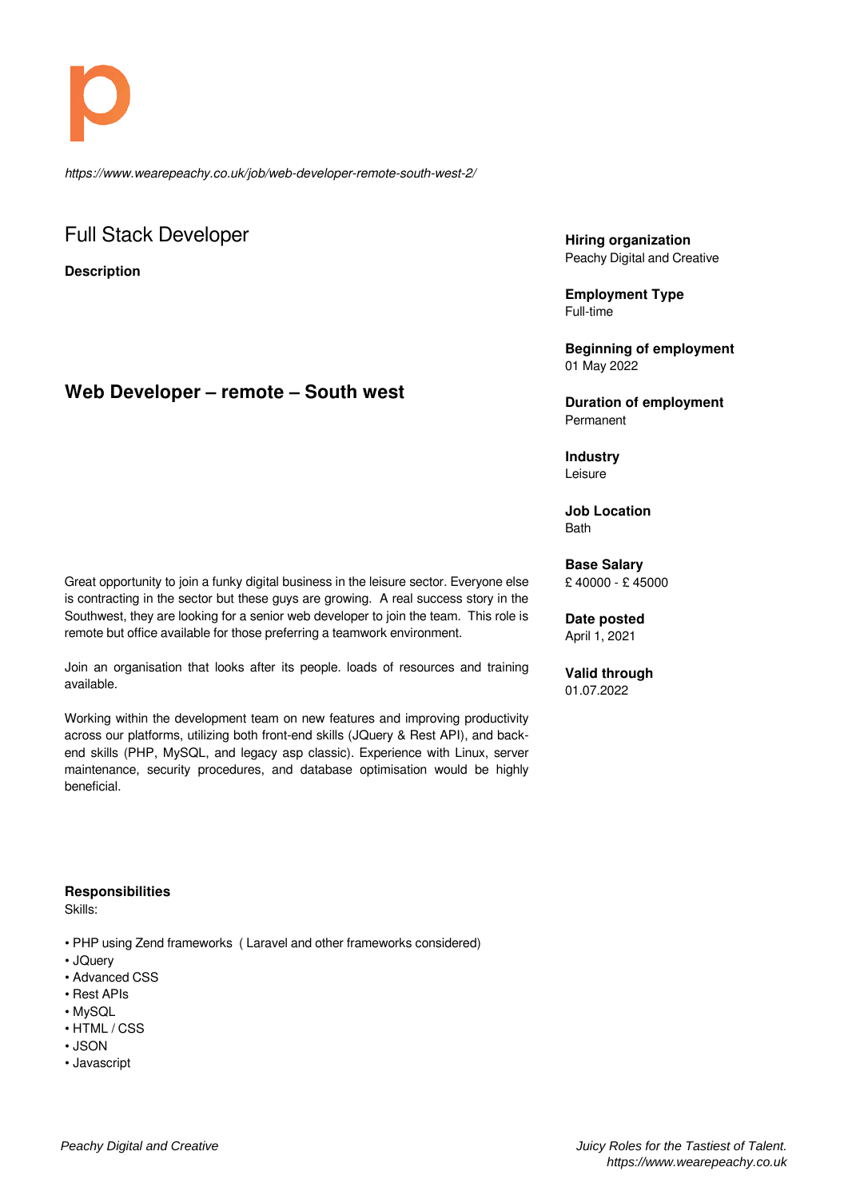*https://www.wearepeachy.co.uk/job/web-developer-remote-south-west-2/*

# Full Stack Developer

**Description**

## Web Developer – remote – South west

Great opportunity to join a funky digital business in the leisure sector. Everyone else is contracting in the sector but these guys are growing. A real success story in the Southwest, they are looking for a senior web developer to join the team. This role is remote but office available for those preferring a teamwork environment.

Join an organisation that looks after its people. loads of resources and training available.

Working within the development team on new features and improving productivity across our platforms, utilizing both front-end skills (JQuery & Rest API), and back-end skills (PHP, MySQL, and legacy asp classic). Experience with Linux, server maintenance, security procedures, and database optimisation would be highly beneficial.

**Responsibilities**

Skills:

- PHP using Zend frameworks ( Laravel and other frameworks considered)
- JQuery
- Advanced CSS
- Rest APIs
- MySQL
- HTML / CSS
- JSON
- Javascript

**Hiring organization**
Peachy Digital and Creative

**Employment Type**
Full-time

**Beginning of employment**
01 May 2022

**Duration of employment**
Permanent

**Industry**
Leisure

**Job Location**
Bath

**Base Salary**
£ 40000 - £ 45000

**Date posted**
April 1, 2021

**Valid through**
01.07.2022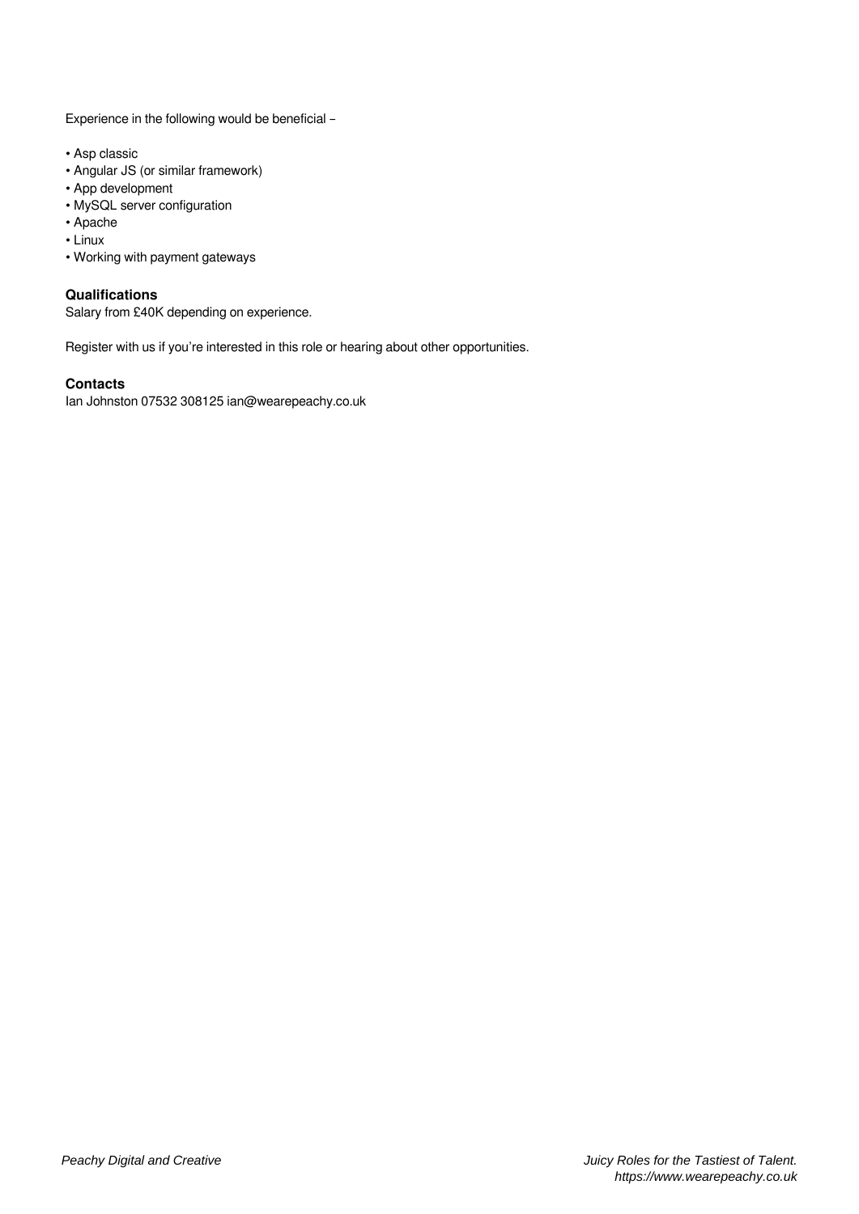Experience in the following would be beneficial –

- Asp classic
- Angular JS (or similar framework)
- App development
- MySQL server configuration
- Apache
- Linux
- Working with payment gateways

**Qualifications**

Salary from £40K depending on experience.

Register with us if you're interested in this role or hearing about other opportunities.

**Contacts**

Ian Johnston 07532 308125 ian@wearepeachy.co.uk